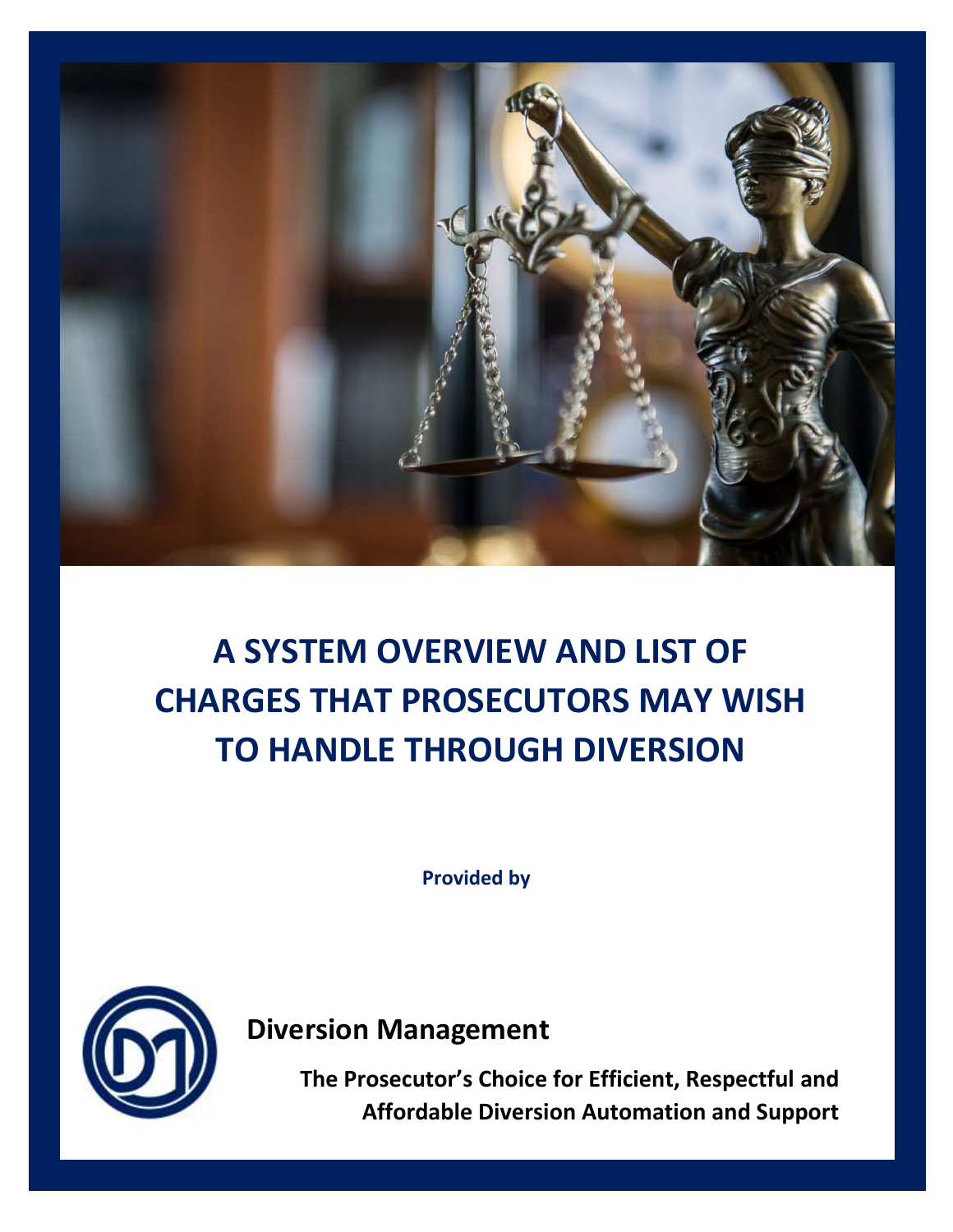# A SYSTEM OVERVIEW AND LIST OF CHARGES THAT PROSECUTORS MAY WISH TO HANDLE THROUGH DIVERSION

**Provided by**

## Diversion Management

**The Prosecutor's Choice for Efficient, Respectful and Affordable Diversion Automation and Support**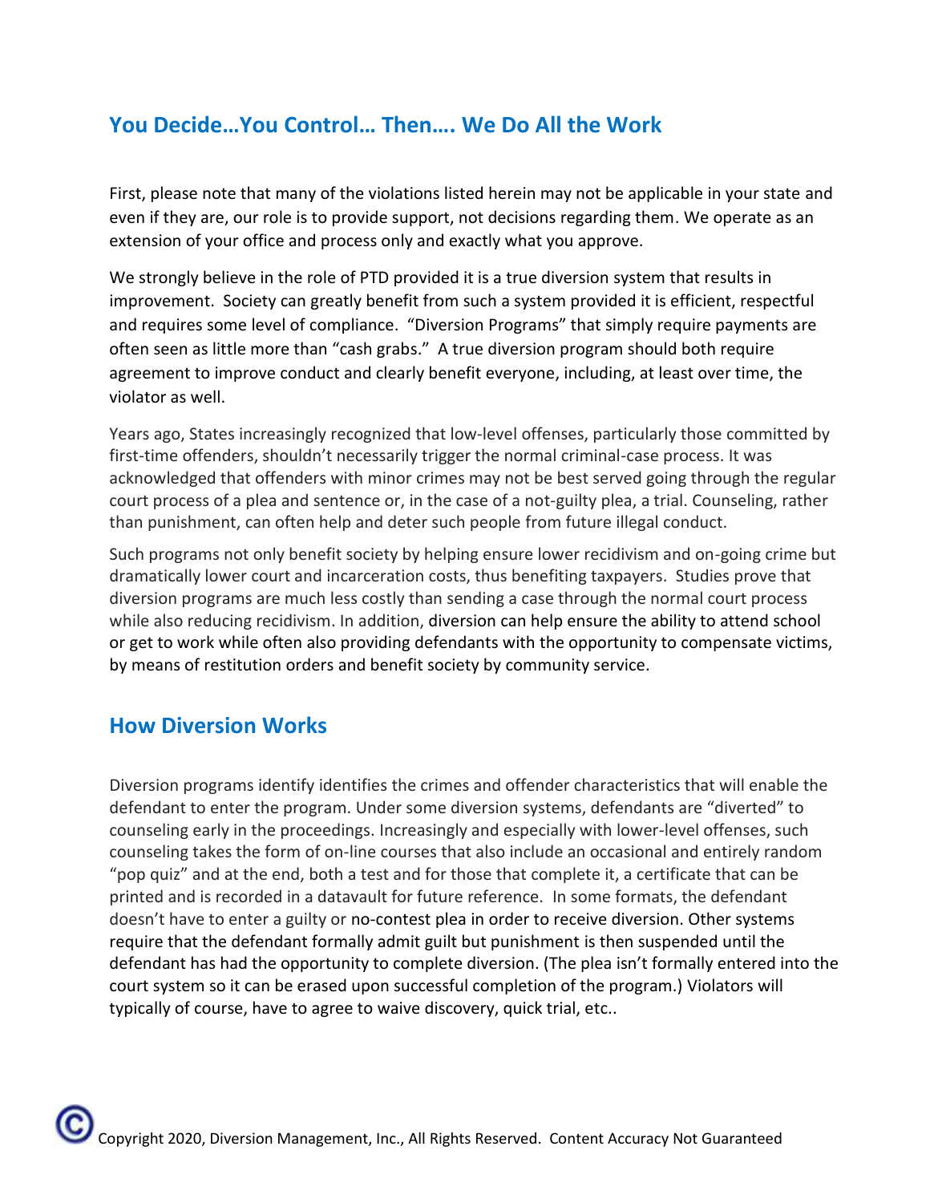## You Decide…You Control… Then…. We Do All the Work

First, please note that many of the violations listed herein may not be applicable in your state and even if they are, our role is to provide support, not decisions regarding them. We operate as an extension of your office and process only and exactly what you approve.

We strongly believe in the role of PTD provided it is a true diversion system that results in improvement. Society can greatly benefit from such a system provided it is efficient, respectful and requires some level of compliance. "Diversion Programs" that simply require payments are often seen as little more than "cash grabs." A true diversion program should both require agreement to improve conduct and clearly benefit everyone, including, at least over time, the violator as well.

Years ago, States increasingly recognized that low-level offenses, particularly those committed by first-time offenders, shouldn't necessarily trigger the normal criminal-case process. It was acknowledged that offenders with minor crimes may not be best served going through the regular court process of a plea and sentence or, in the case of a not-guilty plea, a trial. Counseling, rather than punishment, can often help and deter such people from future illegal conduct.

Such programs not only benefit society by helping ensure lower recidivism and on-going crime but dramatically lower court and incarceration costs, thus benefiting taxpayers. Studies prove that diversion programs are much less costly than sending a case through the normal court process while also reducing recidivism. In addition, diversion can help ensure the ability to attend school or get to work while often also providing defendants with the opportunity to compensate victims, by means of restitution orders and benefit society by community service.

## How Diversion Works

Diversion programs identify identifies the crimes and offender characteristics that will enable the defendant to enter the program. Under some diversion systems, defendants are "diverted" to counseling early in the proceedings. Increasingly and especially with lower-level offenses, such counseling takes the form of on-line courses that also include an occasional and entirely random "pop quiz" and at the end, both a test and for those that complete it, a certificate that can be printed and is recorded in a datavault for future reference. In some formats, the defendant doesn't have to enter a guilty or no-contest plea in order to receive diversion. Other systems require that the defendant formally admit guilt but punishment is then suspended until the defendant has had the opportunity to complete diversion. (The plea isn't formally entered into the court system so it can be erased upon successful completion of the program.) Violators will typically of course, have to agree to waive discovery, quick trial, etc..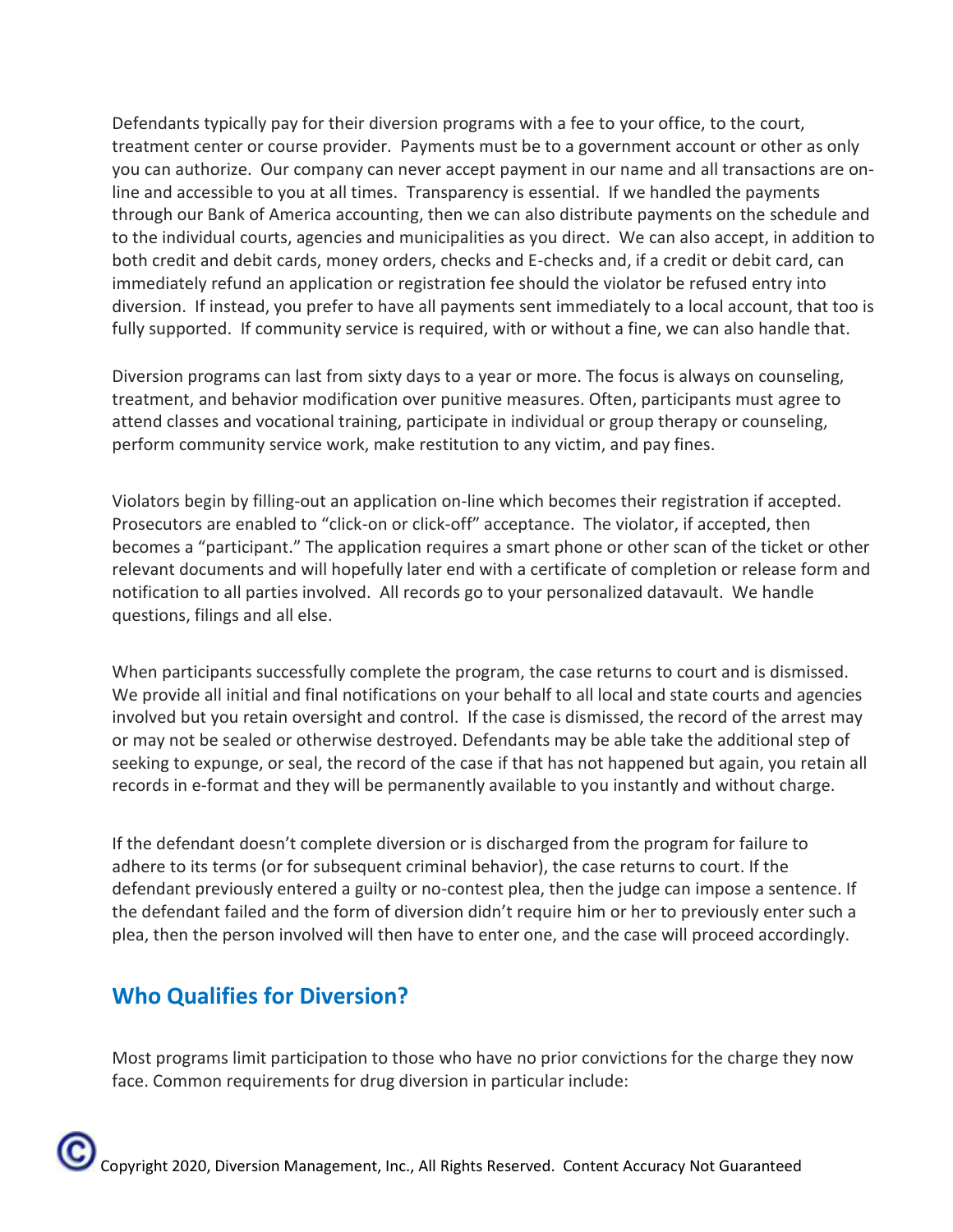Defendants typically pay for their diversion programs with a fee to your office, to the court, treatment center or course provider. Payments must be to a government account or other as only you can authorize. Our company can never accept payment in our name and all transactions are on-line and accessible to you at all times. Transparency is essential. If we handled the payments through our Bank of America accounting, then we can also distribute payments on the schedule and to the individual courts, agencies and municipalities as you direct. We can also accept, in addition to both credit and debit cards, money orders, checks and E-checks and, if a credit or debit card, can immediately refund an application or registration fee should the violator be refused entry into diversion. If instead, you prefer to have all payments sent immediately to a local account, that too is fully supported. If community service is required, with or without a fine, we can also handle that.

Diversion programs can last from sixty days to a year or more. The focus is always on counseling, treatment, and behavior modification over punitive measures. Often, participants must agree to attend classes and vocational training, participate in individual or group therapy or counseling, perform community service work, make restitution to any victim, and pay fines.

Violators begin by filling-out an application on-line which becomes their registration if accepted. Prosecutors are enabled to "click-on or click-off" acceptance. The violator, if accepted, then becomes a "participant." The application requires a smart phone or other scan of the ticket or other relevant documents and will hopefully later end with a certificate of completion or release form and notification to all parties involved. All records go to your personalized datavault. We handle questions, filings and all else.

When participants successfully complete the program, the case returns to court and is dismissed. We provide all initial and final notifications on your behalf to all local and state courts and agencies involved but you retain oversight and control. If the case is dismissed, the record of the arrest may or may not be sealed or otherwise destroyed. Defendants may be able take the additional step of seeking to expunge, or seal, the record of the case if that has not happened but again, you retain all records in e-format and they will be permanently available to you instantly and without charge.

If the defendant doesn't complete diversion or is discharged from the program for failure to adhere to its terms (or for subsequent criminal behavior), the case returns to court. If the defendant previously entered a guilty or no-contest plea, then the judge can impose a sentence. If the defendant failed and the form of diversion didn't require him or her to previously enter such a plea, then the person involved will then have to enter one, and the case will proceed accordingly.

## Who Qualifies for Diversion?

Most programs limit participation to those who have no prior convictions for the charge they now face. Common requirements for drug diversion in particular include:

© Copyright 2020, Diversion Management, Inc., All Rights Reserved. Content Accuracy Not Guaranteed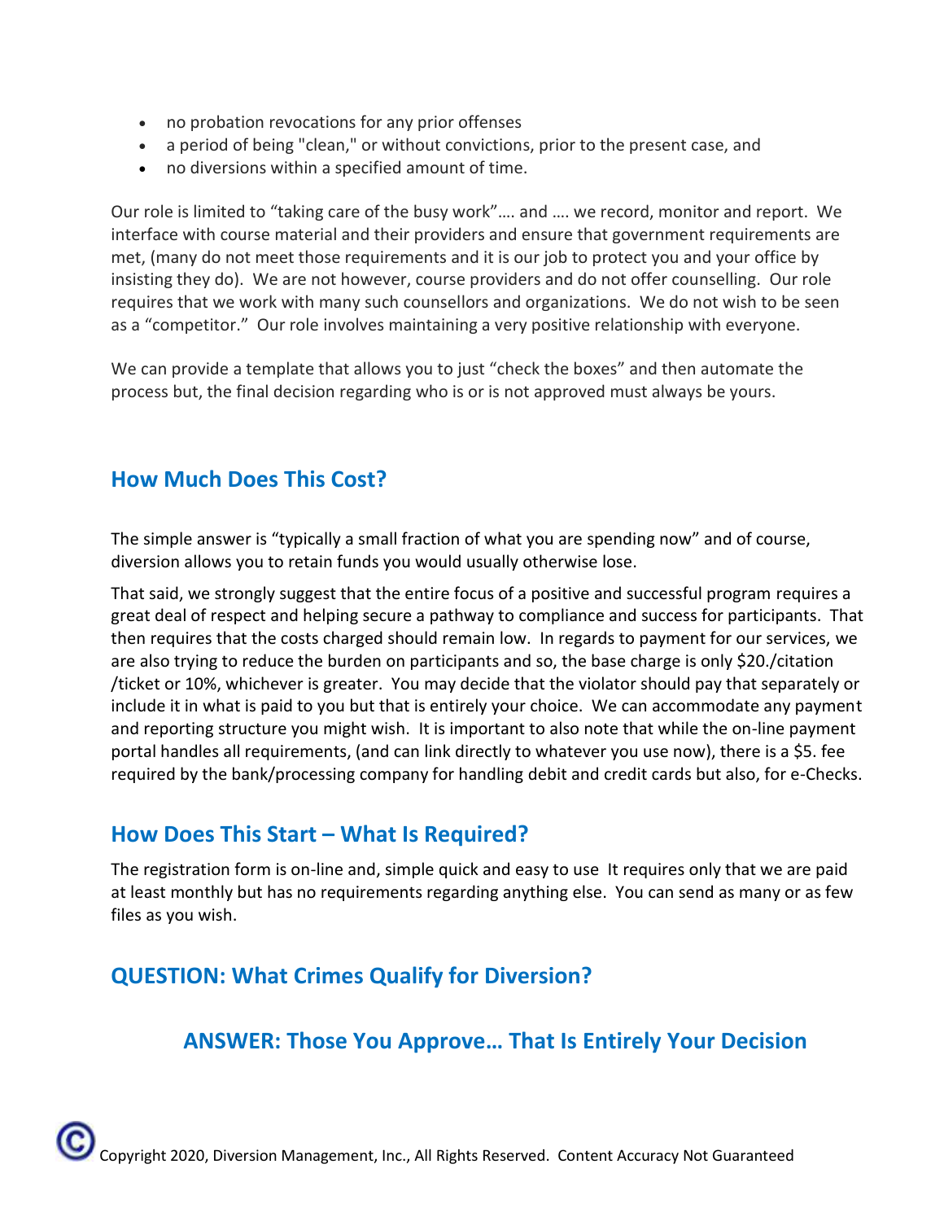- no probation revocations for any prior offenses
- a period of being "clean," or without convictions, prior to the present case, and
- no diversions within a specified amount of time.

Our role is limited to "taking care of the busy work"…. and …. we record, monitor and report. We interface with course material and their providers and ensure that government requirements are met, (many do not meet those requirements and it is our job to protect you and your office by insisting they do). We are not however, course providers and do not offer counselling. Our role requires that we work with many such counsellors and organizations. We do not wish to be seen as a "competitor." Our role involves maintaining a very positive relationship with everyone.

We can provide a template that allows you to just "check the boxes" and then automate the process but, the final decision regarding who is or is not approved must always be yours.

## How Much Does This Cost?

The simple answer is "typically a small fraction of what you are spending now" and of course, diversion allows you to retain funds you would usually otherwise lose.

That said, we strongly suggest that the entire focus of a positive and successful program requires a great deal of respect and helping secure a pathway to compliance and success for participants. That then requires that the costs charged should remain low. In regards to payment for our services, we are also trying to reduce the burden on participants and so, the base charge is only $20./citation /ticket or 10%, whichever is greater. You may decide that the violator should pay that separately or include it in what is paid to you but that is entirely your choice. We can accommodate any payment and reporting structure you might wish. It is important to also note that while the on-line payment portal handles all requirements, (and can link directly to whatever you use now), there is a $5. fee required by the bank/processing company for handling debit and credit cards but also, for e-Checks.

## How Does This Start – What Is Required?

The registration form is on-line and, simple quick and easy to use It requires only that we are paid at least monthly but has no requirements regarding anything else. You can send as many or as few files as you wish.

## QUESTION: What Crimes Qualify for Diversion?

### ANSWER: Those You Approve… That Is Entirely Your Decision

Copyright 2020, Diversion Management, Inc., All Rights Reserved. Content Accuracy Not Guaranteed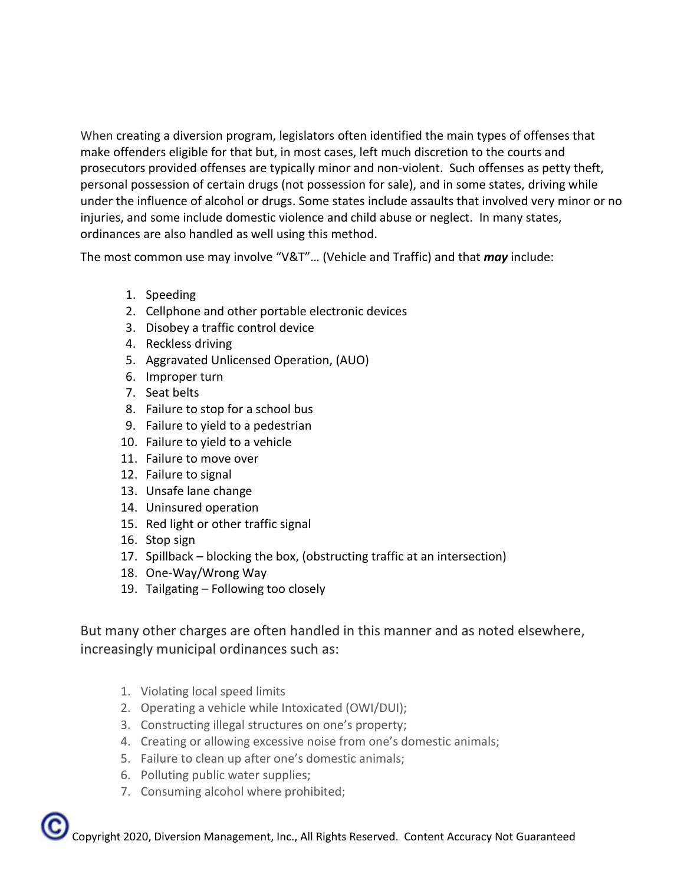When creating a diversion program, legislators often identified the main types of offenses that make offenders eligible for that but, in most cases, left much discretion to the courts and prosecutors provided offenses are typically minor and non-violent. Such offenses as petty theft, personal possession of certain drugs (not possession for sale), and in some states, driving while under the influence of alcohol or drugs. Some states include assaults that involved very minor or no injuries, and some include domestic violence and child abuse or neglect. In many states, ordinances are also handled as well using this method.

The most common use may involve "V&T"… (Vehicle and Traffic) and that ***may*** include:

1. Speeding
2. Cellphone and other portable electronic devices
3. Disobey a traffic control device
4. Reckless driving
5. Aggravated Unlicensed Operation, (AUO)
6. Improper turn
7. Seat belts
8. Failure to stop for a school bus
9. Failure to yield to a pedestrian
10. Failure to yield to a vehicle
11. Failure to move over
12. Failure to signal
13. Unsafe lane change
14. Uninsured operation
15. Red light or other traffic signal
16. Stop sign
17. Spillback – blocking the box, (obstructing traffic at an intersection)
18. One-Way/Wrong Way
19. Tailgating – Following too closely

But many other charges are often handled in this manner and as noted elsewhere, increasingly municipal ordinances such as:

1. Violating local speed limits
2. Operating a vehicle while Intoxicated (OWI/DUI);
3. Constructing illegal structures on one's property;
4. Creating or allowing excessive noise from one's domestic animals;
5. Failure to clean up after one's domestic animals;
6. Polluting public water supplies;
7. Consuming alcohol where prohibited;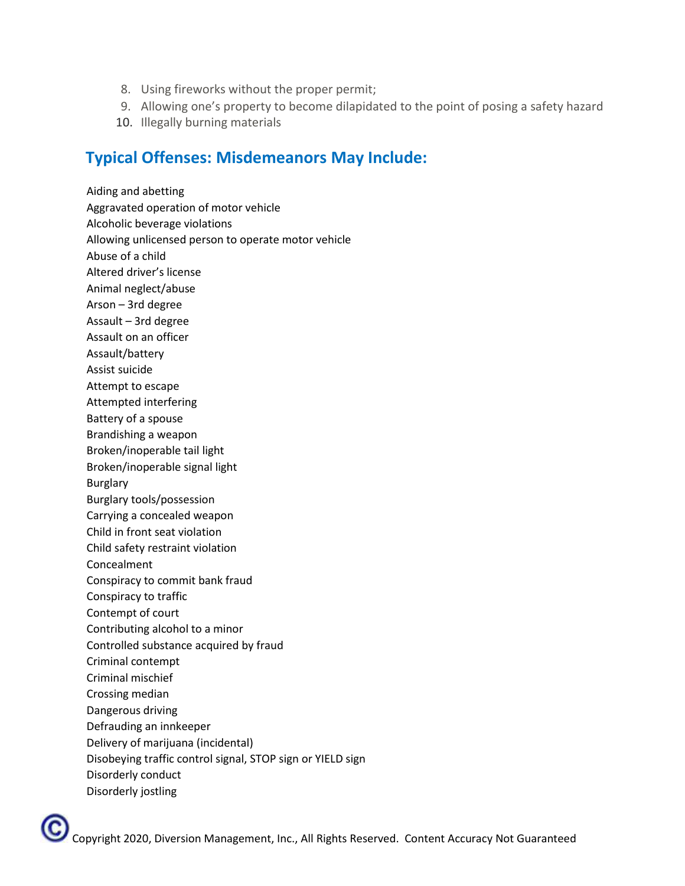8. Using fireworks without the proper permit;
9. Allowing one's property to become dilapidated to the point of posing a safety hazard
10. Illegally burning materials

## Typical Offenses: Misdemeanors May Include:

Aiding and abetting
Aggravated operation of motor vehicle
Alcoholic beverage violations
Allowing unlicensed person to operate motor vehicle
Abuse of a child
Altered driver's license
Animal neglect/abuse
Arson – 3rd degree
Assault – 3rd degree
Assault on an officer
Assault/battery
Assist suicide
Attempt to escape
Attempted interfering
Battery of a spouse
Brandishing a weapon
Broken/inoperable tail light
Broken/inoperable signal light
Burglary
Burglary tools/possession
Carrying a concealed weapon
Child in front seat violation
Child safety restraint violation
Concealment
Conspiracy to commit bank fraud
Conspiracy to traffic
Contempt of court
Contributing alcohol to a minor
Controlled substance acquired by fraud
Criminal contempt
Criminal mischief
Crossing median
Dangerous driving
Defrauding an innkeeper
Delivery of marijuana (incidental)
Disobeying traffic control signal, STOP sign or YIELD sign
Disorderly conduct
Disorderly jostling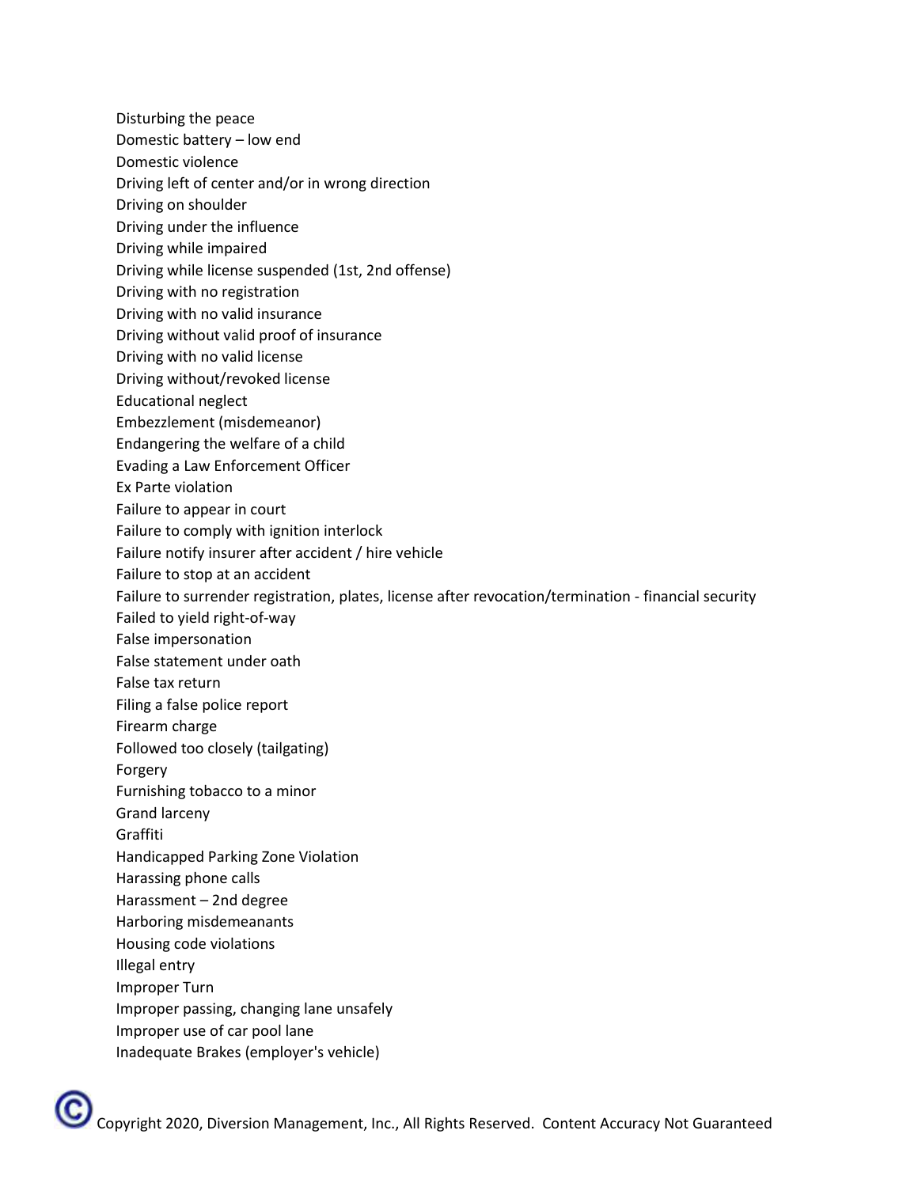Disturbing the peace
Domestic battery – low end
Domestic violence
Driving left of center and/or in wrong direction
Driving on shoulder
Driving under the influence
Driving while impaired
Driving while license suspended (1st, 2nd offense)
Driving with no registration
Driving with no valid insurance
Driving without valid proof of insurance
Driving with no valid license
Driving without/revoked license
Educational neglect
Embezzlement (misdemeanor)
Endangering the welfare of a child
Evading a Law Enforcement Officer
Ex Parte violation
Failure to appear in court
Failure to comply with ignition interlock
Failure notify insurer after accident / hire vehicle
Failure to stop at an accident
Failure to surrender registration, plates, license after revocation/termination - financial security
Failed to yield right-of-way
False impersonation
False statement under oath
False tax return
Filing a false police report
Firearm charge
Followed too closely (tailgating)
Forgery
Furnishing tobacco to a minor
Grand larceny
Graffiti
Handicapped Parking Zone Violation
Harassing phone calls
Harassment – 2nd degree
Harboring misdemeanants
Housing code violations
Illegal entry
Improper Turn
Improper passing, changing lane unsafely
Improper use of car pool lane
Inadequate Brakes (employer's vehicle)

© Copyright 2020, Diversion Management, Inc., All Rights Reserved. Content Accuracy Not Guaranteed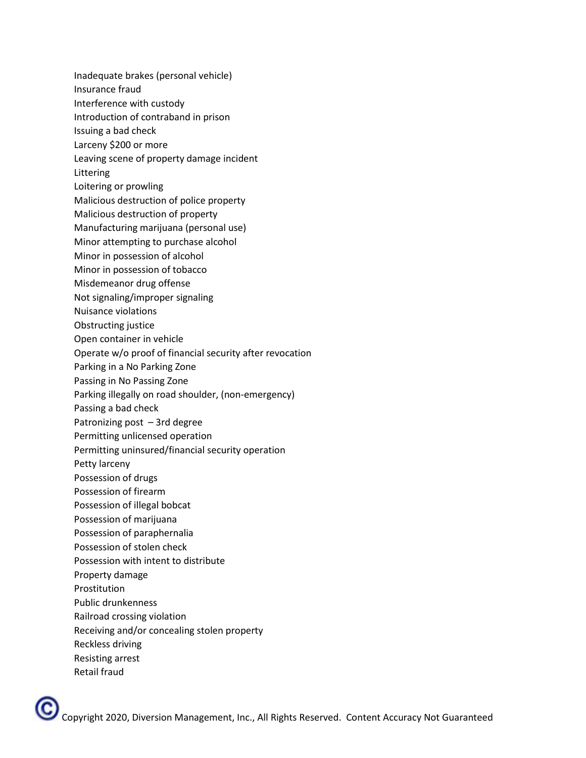Inadequate brakes (personal vehicle)
Insurance fraud
Interference with custody
Introduction of contraband in prison
Issuing a bad check
Larceny $200 or more
Leaving scene of property damage incident
Littering
Loitering or prowling
Malicious destruction of police property
Malicious destruction of property
Manufacturing marijuana (personal use)
Minor attempting to purchase alcohol
Minor in possession of alcohol
Minor in possession of tobacco
Misdemeanor drug offense
Not signaling/improper signaling
Nuisance violations
Obstructing justice
Open container in vehicle
Operate w/o proof of financial security after revocation
Parking in a No Parking Zone
Passing in No Passing Zone
Parking illegally on road shoulder, (non-emergency)
Passing a bad check
Patronizing post – 3rd degree
Permitting unlicensed operation
Permitting uninsured/financial security operation
Petty larceny
Possession of drugs
Possession of firearm
Possession of illegal bobcat
Possession of marijuana
Possession of paraphernalia
Possession of stolen check
Possession with intent to distribute
Property damage
Prostitution
Public drunkenness
Railroad crossing violation
Receiving and/or concealing stolen property
Reckless driving
Resisting arrest
Retail fraud

Copyright 2020, Diversion Management, Inc., All Rights Reserved. Content Accuracy Not Guaranteed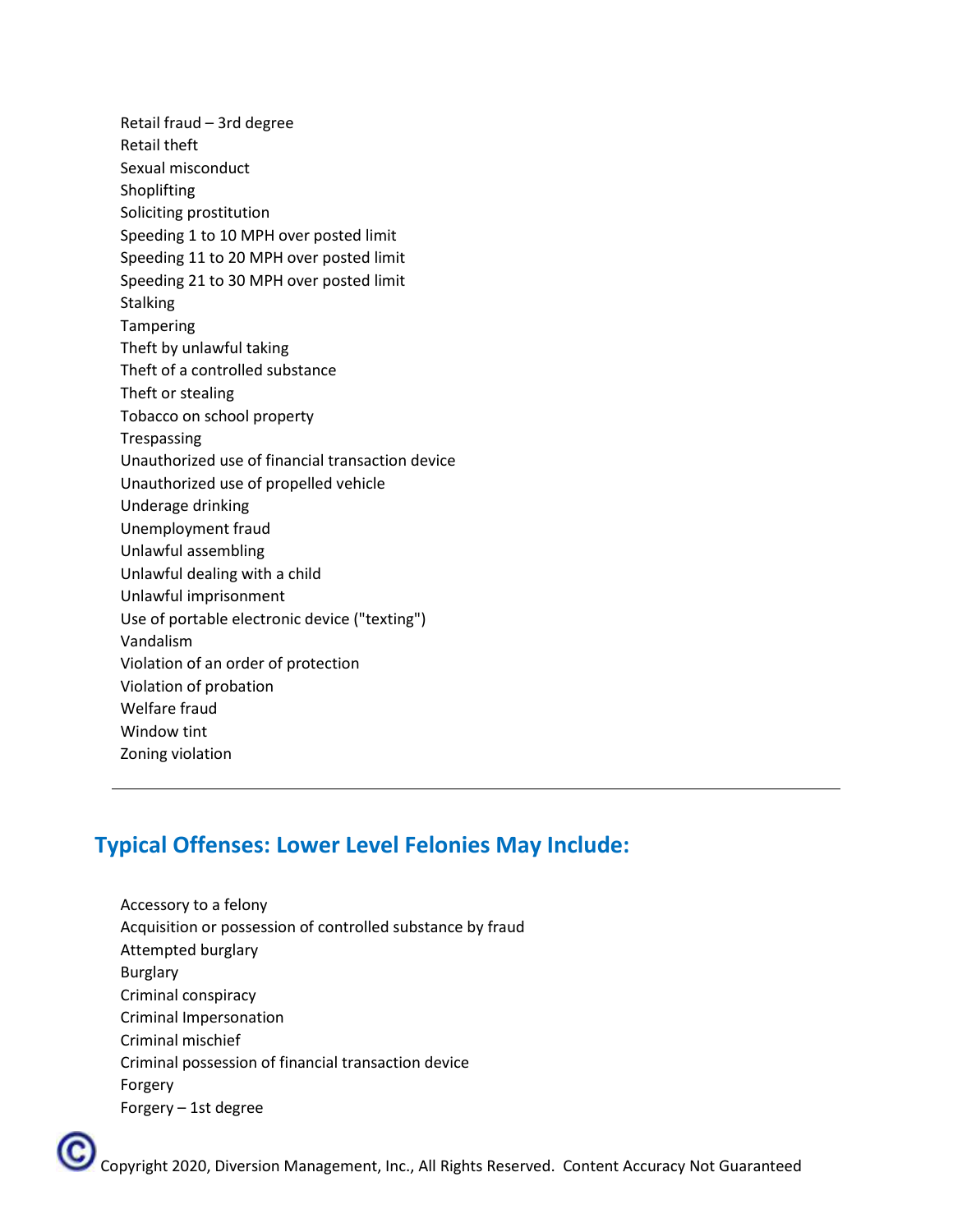Retail fraud – 3rd degree
Retail theft
Sexual misconduct
Shoplifting
Soliciting prostitution
Speeding 1 to 10 MPH over posted limit
Speeding 11 to 20 MPH over posted limit
Speeding 21 to 30 MPH over posted limit
Stalking
Tampering
Theft by unlawful taking
Theft of a controlled substance
Theft or stealing
Tobacco on school property
Trespassing
Unauthorized use of financial transaction device
Unauthorized use of propelled vehicle
Underage drinking
Unemployment fraud
Unlawful assembling
Unlawful dealing with a child
Unlawful imprisonment
Use of portable electronic device ("texting")
Vandalism
Violation of an order of protection
Violation of probation
Welfare fraud
Window tint
Zoning violation

---

## Typical Offenses: Lower Level Felonies May Include:

Accessory to a felony
Acquisition or possession of controlled substance by fraud
Attempted burglary
Burglary
Criminal conspiracy
Criminal Impersonation
Criminal mischief
Criminal possession of financial transaction device
Forgery
Forgery – 1st degree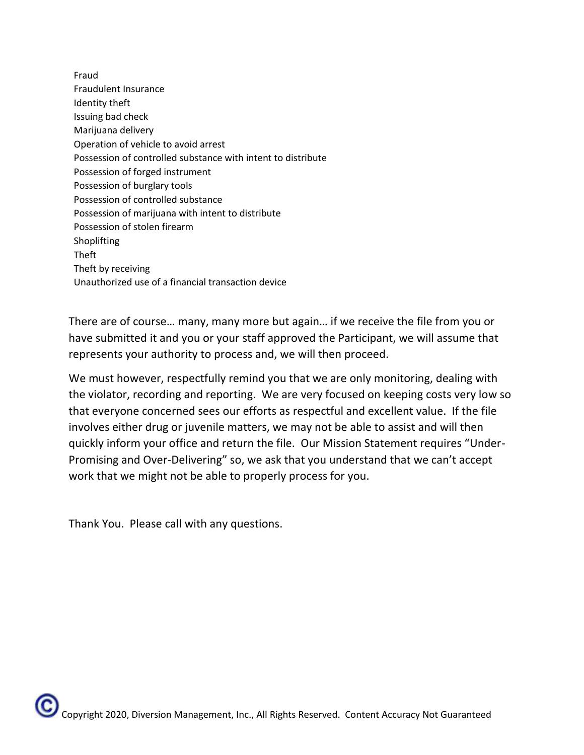- Fraud
- Fraudulent Insurance
- Identity theft
- Issuing bad check
- Marijuana delivery
- Operation of vehicle to avoid arrest
- Possession of controlled substance with intent to distribute
- Possession of forged instrument
- Possession of burglary tools
- Possession of controlled substance
- Possession of marijuana with intent to distribute
- Possession of stolen firearm
- Shoplifting
- Theft
- Theft by receiving
- Unauthorized use of a financial transaction device

There are of course… many, many more but again… if we receive the file from you or have submitted it and you or your staff approved the Participant, we will assume that represents your authority to process and, we will then proceed.

We must however, respectfully remind you that we are only monitoring, dealing with the violator, recording and reporting. We are very focused on keeping costs very low so that everyone concerned sees our efforts as respectful and excellent value. If the file involves either drug or juvenile matters, we may not be able to assist and will then quickly inform your office and return the file. Our Mission Statement requires "Under-Promising and Over-Delivering" so, we ask that you understand that we can't accept work that we might not be able to properly process for you.

Thank You. Please call with any questions.

© Copyright 2020, Diversion Management, Inc., All Rights Reserved. Content Accuracy Not Guaranteed